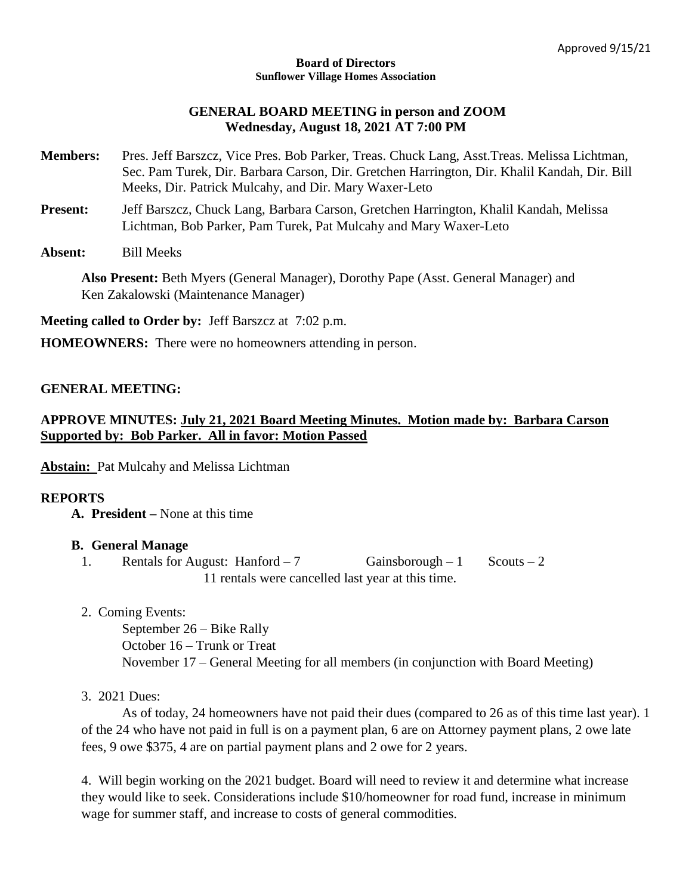Approved 9/15/21

**Board of Directors**
**Sunflower Village Homes Association**

## GENERAL BOARD MEETING in person and ZOOM
## Wednesday, August 18, 2021 AT 7:00 PM

**Members:** Pres. Jeff Barszcz, Vice Pres. Bob Parker, Treas. Chuck Lang, Asst.Treas. Melissa Lichtman, Sec. Pam Turek, Dir. Barbara Carson, Dir. Gretchen Harrington, Dir. Khalil Kandah, Dir. Bill Meeks, Dir. Patrick Mulcahy, and Dir. Mary Waxer-Leto

**Present:** Jeff Barszcz, Chuck Lang, Barbara Carson, Gretchen Harrington, Khalil Kandah, Melissa Lichtman, Bob Parker, Pam Turek, Pat Mulcahy and Mary Waxer-Leto

**Absent:** Bill Meeks

**Also Present:** Beth Myers (General Manager), Dorothy Pape (Asst. General Manager) and Ken Zakalowski (Maintenance Manager)

**Meeting called to Order by:** Jeff Barszcz at 7:02 p.m.

**HOMEOWNERS:** There were no homeowners attending in person.

**GENERAL MEETING:**

**APPROVE MINUTES: July 21, 2021 Board Meeting Minutes. Motion made by: Barbara Carson Supported by: Bob Parker. All in favor: Motion Passed**

**Abstain:** Pat Mulcahy and Melissa Lichtman

**REPORTS**

**A. President –** None at this time

**B. General Manage**

1. Rentals for August: Hanford – 7 Gainsborough – 1 Scouts – 2
   11 rentals were cancelled last year at this time.

2. Coming Events:
   September 26 – Bike Rally
   October 16 – Trunk or Treat
   November 17 – General Meeting for all members (in conjunction with Board Meeting)

3. 2021 Dues:
   As of today, 24 homeowners have not paid their dues (compared to 26 as of this time last year). 1 of the 24 who have not paid in full is on a payment plan, 6 are on Attorney payment plans, 2 owe late fees, 9 owe $375, 4 are on partial payment plans and 2 owe for 2 years.

4. Will begin working on the 2021 budget. Board will need to review it and determine what increase they would like to seek. Considerations include $10/homeowner for road fund, increase in minimum wage for summer staff, and increase to costs of general commodities.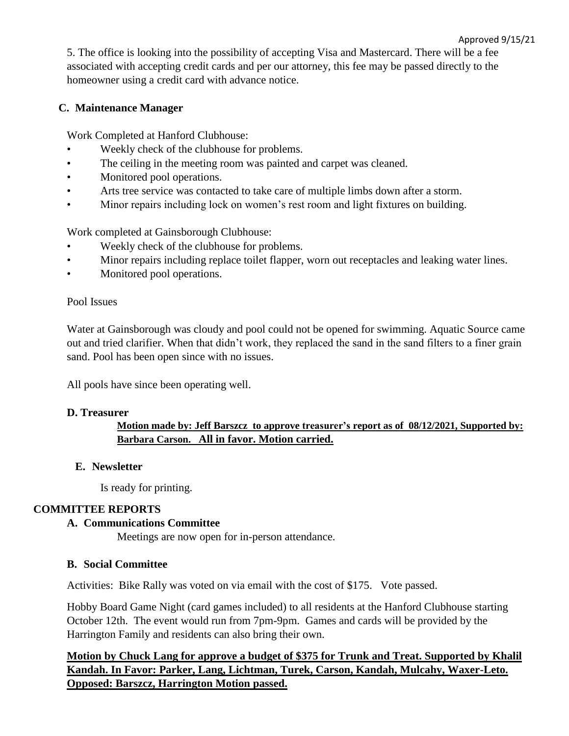Approved 9/15/21

5. The office is looking into the possibility of accepting Visa and Mastercard. There will be a fee associated with accepting credit cards and per our attorney, this fee may be passed directly to the homeowner using a credit card with advance notice.

### C. Maintenance Manager

Work Completed at Hanford Clubhouse:

- Weekly check of the clubhouse for problems.
- The ceiling in the meeting room was painted and carpet was cleaned.
- Monitored pool operations.
- Arts tree service was contacted to take care of multiple limbs down after a storm.
- Minor repairs including lock on women's rest room and light fixtures on building.

Work completed at Gainsborough Clubhouse:

- Weekly check of the clubhouse for problems.
- Minor repairs including replace toilet flapper, worn out receptacles and leaking water lines.
- Monitored pool operations.

Pool Issues

Water at Gainsborough was cloudy and pool could not be opened for swimming. Aquatic Source came out and tried clarifier. When that didn't work, they replaced the sand in the sand filters to a finer grain sand. Pool has been open since with no issues.

All pools have since been operating well.

### D. Treasurer

**Motion made by: Jeff Barszcz to approve treasurer's report as of 08/12/2021, Supported by: Barbara Carson. All in favor. Motion carried.**

### E. Newsletter

Is ready for printing.

## COMMITTEE REPORTS

### A. Communications Committee

Meetings are now open for in-person attendance.

### B. Social Committee

Activities: Bike Rally was voted on via email with the cost of $175. Vote passed.

Hobby Board Game Night (card games included) to all residents at the Hanford Clubhouse starting October 12th. The event would run from 7pm-9pm. Games and cards will be provided by the Harrington Family and residents can also bring their own.

**Motion by Chuck Lang for approve a budget of $375 for Trunk and Treat. Supported by Khalil Kandah. In Favor: Parker, Lang, Lichtman, Turek, Carson, Kandah, Mulcahy, Waxer-Leto. Opposed: Barszcz, Harrington Motion passed.**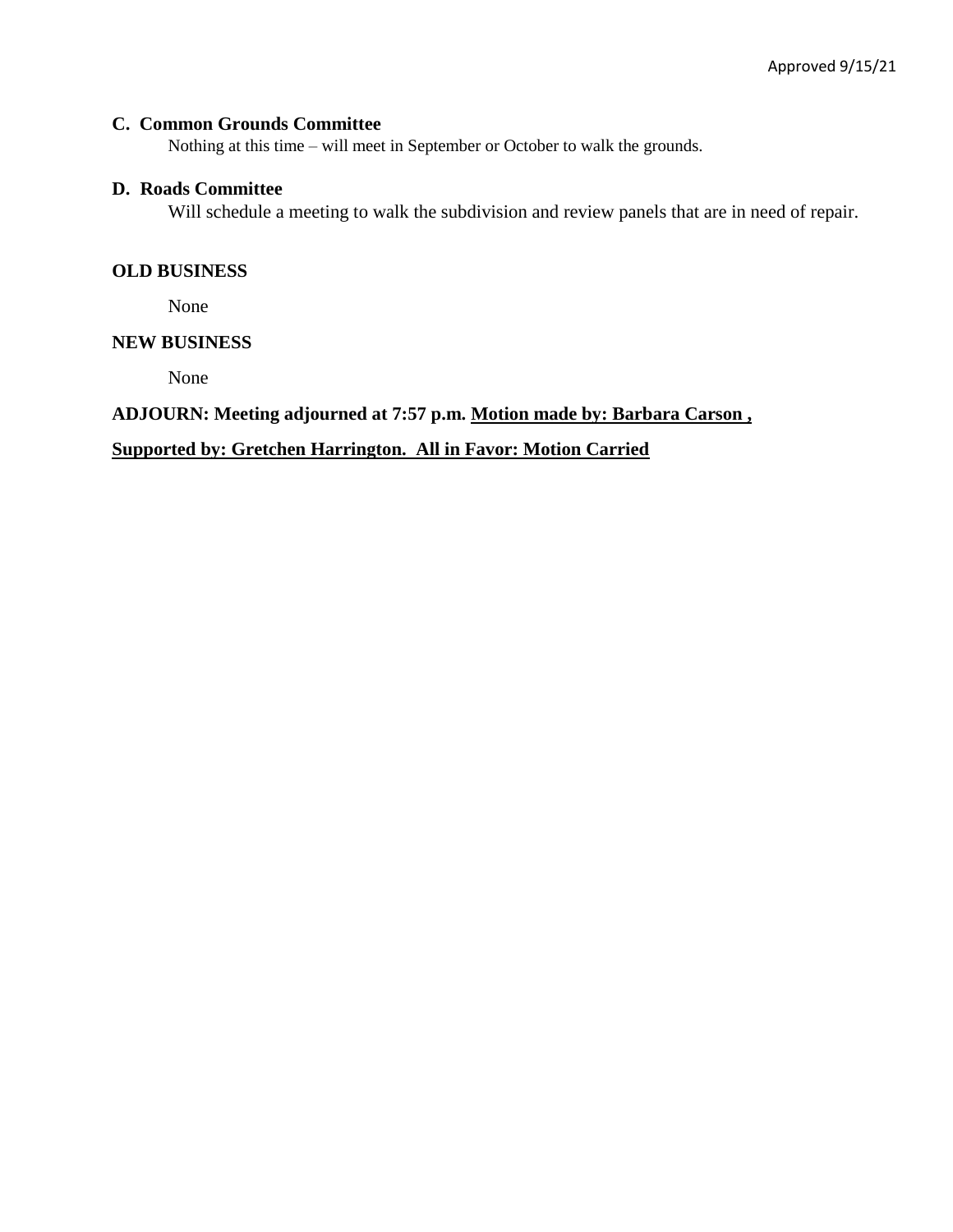Approved 9/15/21

### C. Common Grounds Committee

Nothing at this time – will meet in September or October to walk the grounds.

### D. Roads Committee

Will schedule a meeting to walk the subdivision and review panels that are in need of repair.

## OLD BUSINESS

None

## NEW BUSINESS

None

**ADJOURN: Meeting adjourned at 7:57 p.m. Motion made by: Barbara Carson , Supported by: Gretchen Harrington. All in Favor: Motion Carried**